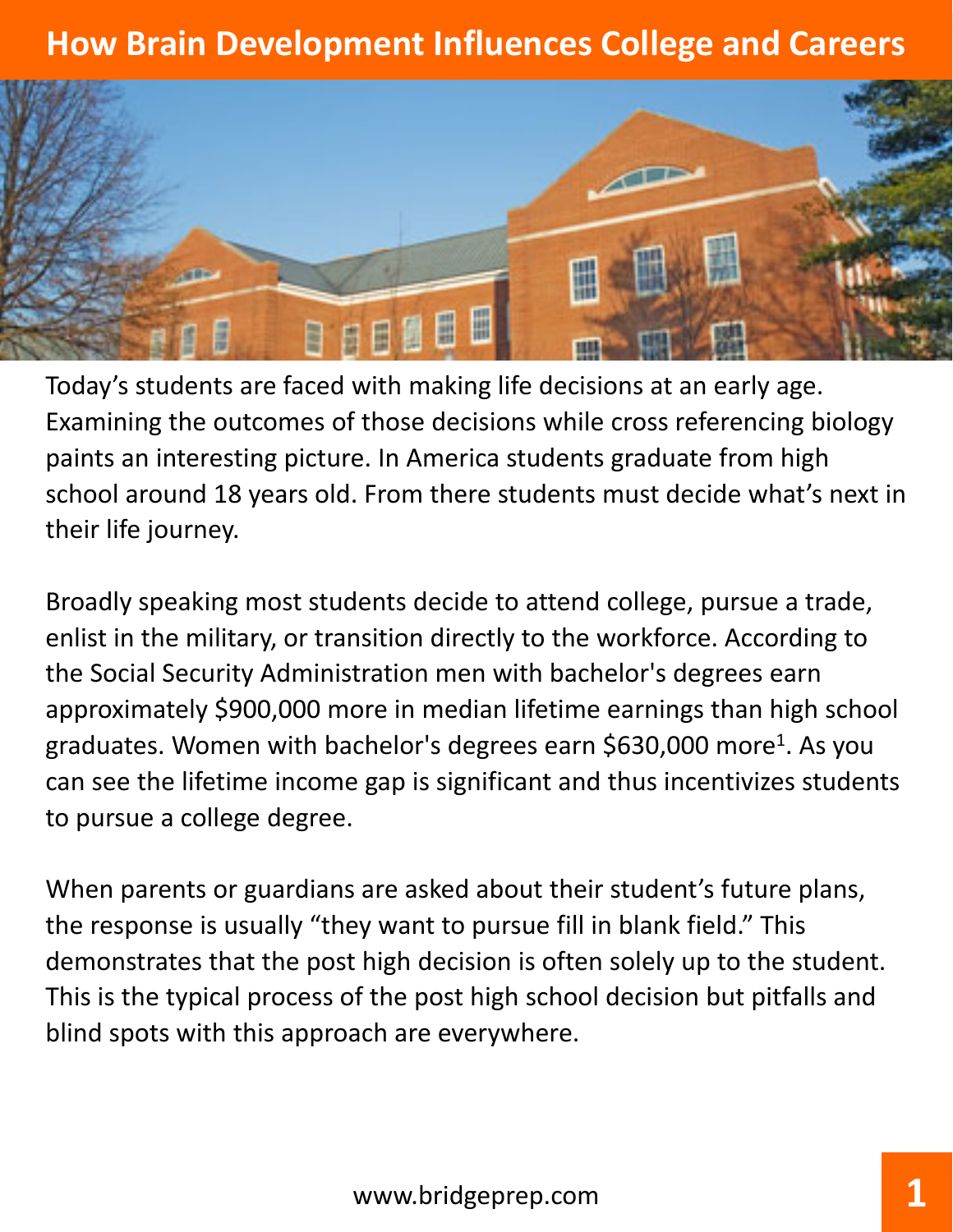# How Brain Development Influences College and Careers

Today's students are faced with making life decisions at an early age. Examining the outcomes of those decisions while cross referencing biology paints an interesting picture. In America students graduate from high school around 18 years old. From there students must decide what's next in their life journey.

Broadly speaking most students decide to attend college, pursue a trade, enlist in the military, or transition directly to the workforce. According to the Social Security Administration men with bachelor's degrees earn approximately $900,000 more in median lifetime earnings than high school graduates. Women with bachelor's degrees earn $630,000 more[1]. As you can see the lifetime income gap is significant and thus incentivizes students to pursue a college degree.

When parents or guardians are asked about their student's future plans, the response is usually "they want to pursue fill in blank field." This demonstrates that the post high decision is often solely up to the student. This is the typical process of the post high school decision but pitfalls and blind spots with this approach are everywhere.

www.bridgeprep.com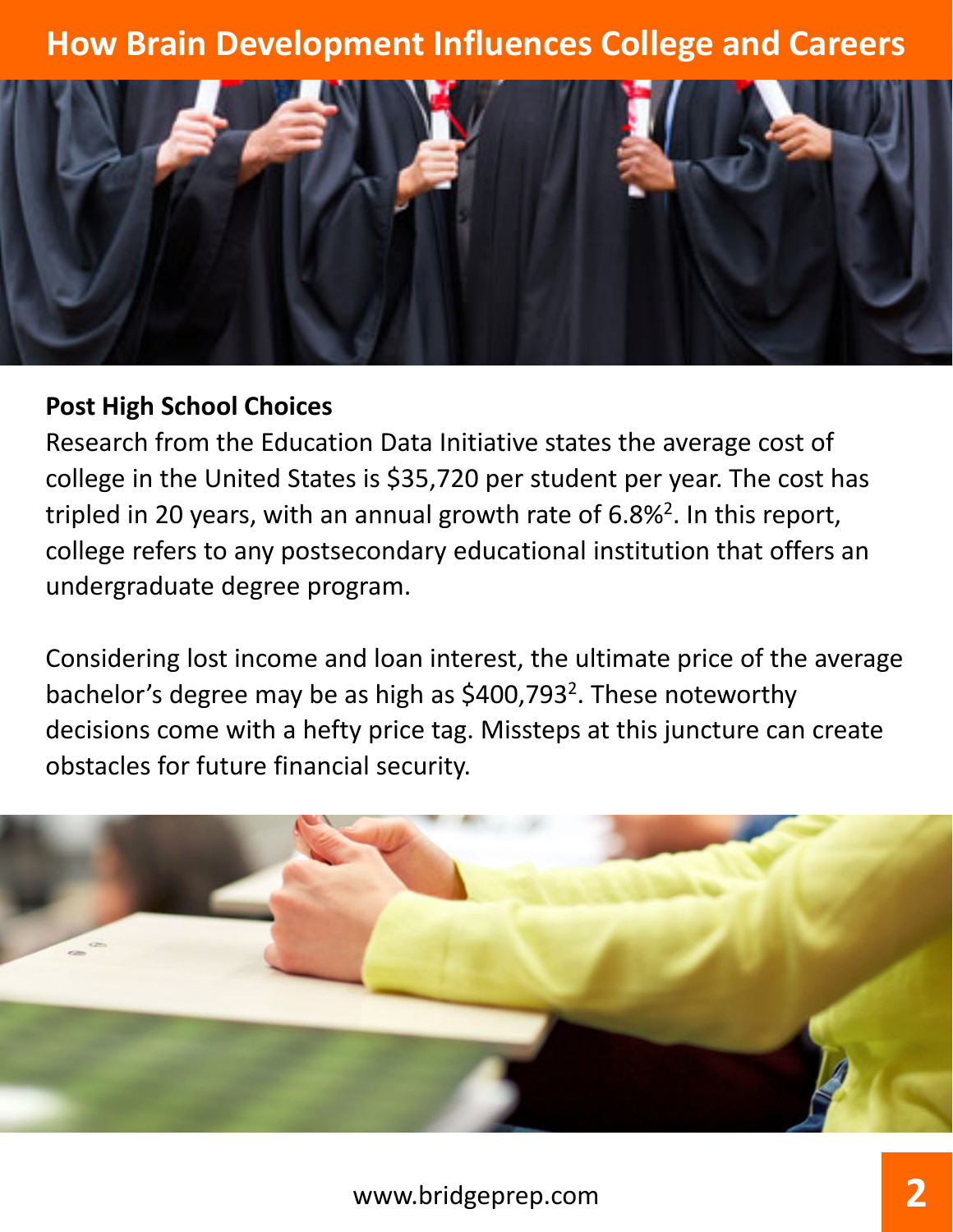### Post High School Choices

Research from the Education Data Initiative states the average cost of college in the United States is $35,720 per student per year. The cost has tripled in 20 years, with an annual growth rate of 6.8%[2]. In this report, college refers to any postsecondary educational institution that offers an undergraduate degree program.

Considering lost income and loan interest, the ultimate price of the average bachelor's degree may be as high as $400,793[2]. These noteworthy decisions come with a hefty price tag. Missteps at this juncture can create obstacles for future financial security.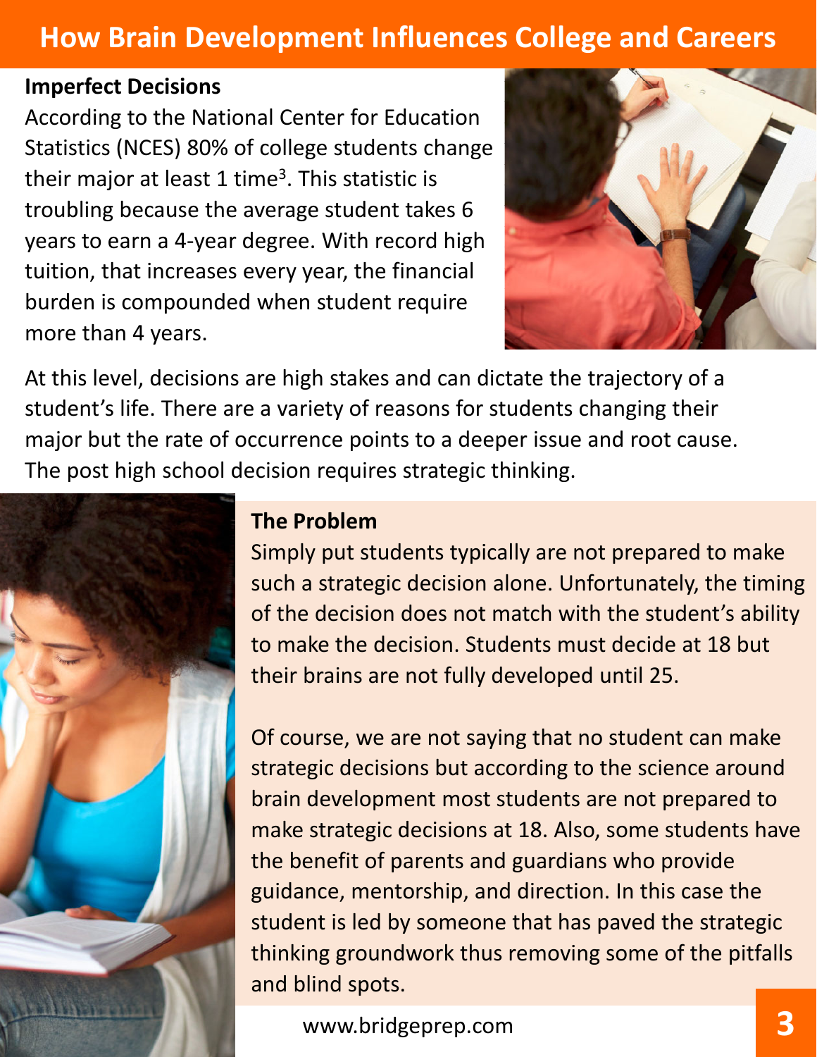# How Brain Development Influences College and Careers

## Imperfect Decisions

According to the National Center for Education Statistics (NCES) 80% of college students change their major at least 1 time[3]. This statistic is troubling because the average student takes 6 years to earn a 4-year degree. With record high tuition, that increases every year, the financial burden is compounded when student require more than 4 years.

At this level, decisions are high stakes and can dictate the trajectory of a student's life. There are a variety of reasons for students changing their major but the rate of occurrence points to a deeper issue and root cause. The post high school decision requires strategic thinking.

## The Problem

Simply put students typically are not prepared to make such a strategic decision alone. Unfortunately, the timing of the decision does not match with the student's ability to make the decision. Students must decide at 18 but their brains are not fully developed until 25.

Of course, we are not saying that no student can make strategic decisions but according to the science around brain development most students are not prepared to make strategic decisions at 18. Also, some students have the benefit of parents and guardians who provide guidance, mentorship, and direction. In this case the student is led by someone that has paved the strategic thinking groundwork thus removing some of the pitfalls and blind spots.

www.bridgeprep.com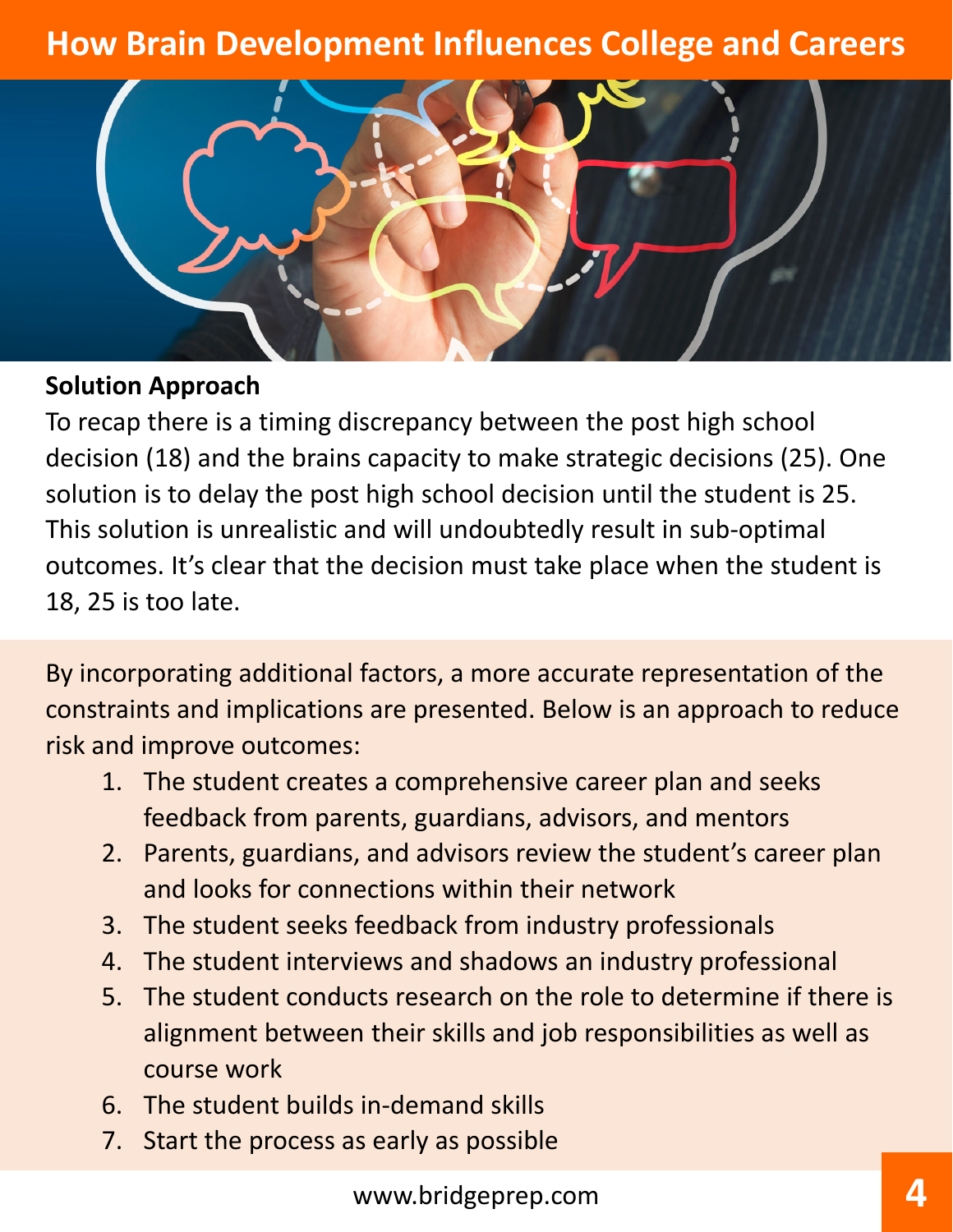# How Brain Development Influences College and Careers

**Solution Approach**

To recap there is a timing discrepancy between the post high school decision (18) and the brains capacity to make strategic decisions (25). One solution is to delay the post high school decision until the student is 25. This solution is unrealistic and will undoubtedly result in sub-optimal outcomes. It's clear that the decision must take place when the student is 18, 25 is too late.

By incorporating additional factors, a more accurate representation of the constraints and implications are presented. Below is an approach to reduce risk and improve outcomes:

1. The student creates a comprehensive career plan and seeks feedback from parents, guardians, advisors, and mentors
2. Parents, guardians, and advisors review the student's career plan and looks for connections within their network
3. The student seeks feedback from industry professionals
4. The student interviews and shadows an industry professional
5. The student conducts research on the role to determine if there is alignment between their skills and job responsibilities as well as course work
6. The student builds in-demand skills
7. Start the process as early as possible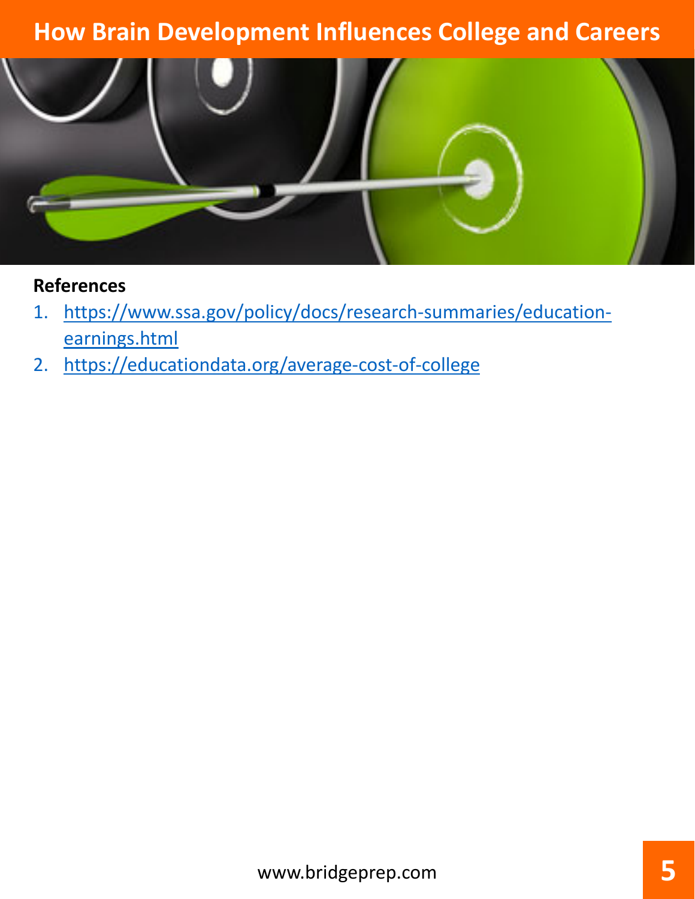**References**

1. https://www.ssa.gov/policy/docs/research-summaries/education-earnings.html
2. https://educationdata.org/average-cost-of-college